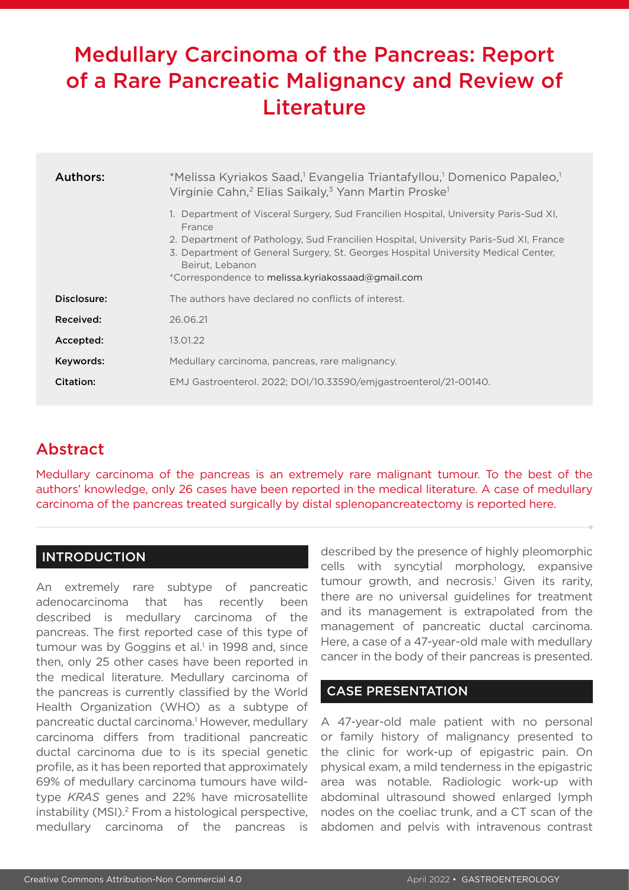# Medullary Carcinoma of the Pancreas: Report of a Rare Pancreatic Malignancy and Review of Literature

| | |
|---|---|
| **Authors:** | *Melissa Kyriakos Saad,[1] Evangelia Triantafyllou,[1] Domenico Papaleo,[1] Virginie Cahn,[2] Elias Saikaly,[3] Yann Martin Proske[1]<br><br>1. Department of Visceral Surgery, Sud Francilien Hospital, University Paris-Sud XI, France<br>2. Department of Pathology, Sud Francilien Hospital, University Paris-Sud XI, France<br>3. Department of General Surgery, St. Georges Hospital University Medical Center, Beirut, Lebanon<br>*Correspondence to melissa.kyriakossaad@gmail.com |
| **Disclosure:** | The authors have declared no conflicts of interest. |
| **Received:** | 26.06.21 |
| **Accepted:** | 13.01.22 |
| **Keywords:** | Medullary carcinoma, pancreas, rare malignancy. |
| **Citation:** | EMJ Gastroenterol. 2022; DOI/10.33590/emjgastroenterol/21-00140. |

## Abstract

Medullary carcinoma of the pancreas is an extremely rare malignant tumour. To the best of the authors' knowledge, only 26 cases have been reported in the medical literature. A case of medullary carcinoma of the pancreas treated surgically by distal splenopancreatectomy is reported here.

## INTRODUCTION

An extremely rare subtype of pancreatic adenocarcinoma that has recently been described is medullary carcinoma of the pancreas. The first reported case of this type of tumour was by Goggins et al.[1] in 1998 and, since then, only 25 other cases have been reported in the medical literature. Medullary carcinoma of the pancreas is currently classified by the World Health Organization (WHO) as a subtype of pancreatic ductal carcinoma.[1] However, medullary carcinoma differs from traditional pancreatic ductal carcinoma due to is its special genetic profile, as it has been reported that approximately 69% of medullary carcinoma tumours have wild-type *KRAS* genes and 22% have microsatellite instability (MSI).[2] From a histological perspective, medullary carcinoma of the pancreas is described by the presence of highly pleomorphic cells with syncytial morphology, expansive tumour growth, and necrosis.[1] Given its rarity, there are no universal guidelines for treatment and its management is extrapolated from the management of pancreatic ductal carcinoma. Here, a case of a 47-year-old male with medullary cancer in the body of their pancreas is presented.

## CASE PRESENTATION

A 47-year-old male patient with no personal or family history of malignancy presented to the clinic for work-up of epigastric pain. On physical exam, a mild tenderness in the epigastric area was notable. Radiologic work-up with abdominal ultrasound showed enlarged lymph nodes on the coeliac trunk, and a CT scan of the abdomen and pelvis with intravenous contrast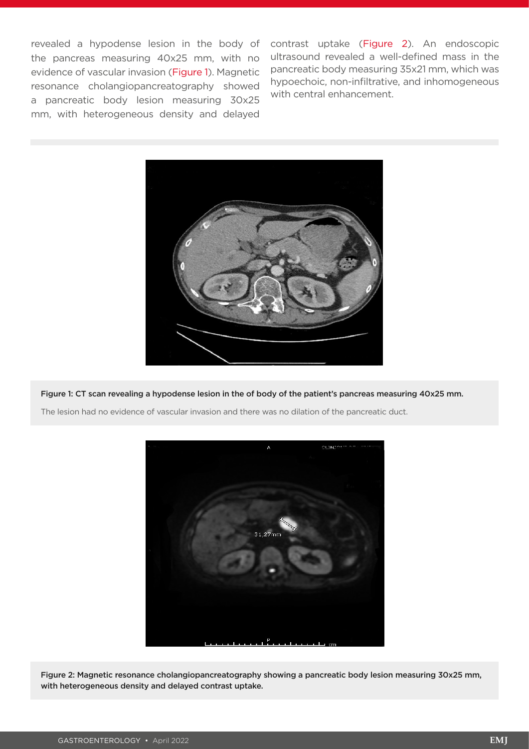revealed a hypodense lesion in the body of the pancreas measuring 40x25 mm, with no evidence of vascular invasion (Figure 1). Magnetic resonance cholangiopancreatography showed a pancreatic body lesion measuring 30x25 mm, with heterogeneous density and delayed contrast uptake (Figure 2). An endoscopic ultrasound revealed a well-defined mass in the pancreatic body measuring 35x21 mm, which was hypoechoic, non-infiltrative, and inhomogeneous with central enhancement.

**Figure 1: CT scan revealing a hypodense lesion in the of body of the patient's pancreas measuring 40x25 mm.**

The lesion had no evidence of vascular invasion and there was no dilation of the pancreatic duct.

**Figure 2: Magnetic resonance cholangiopancreatography showing a pancreatic body lesion measuring 30x25 mm, with heterogeneous density and delayed contrast uptake.**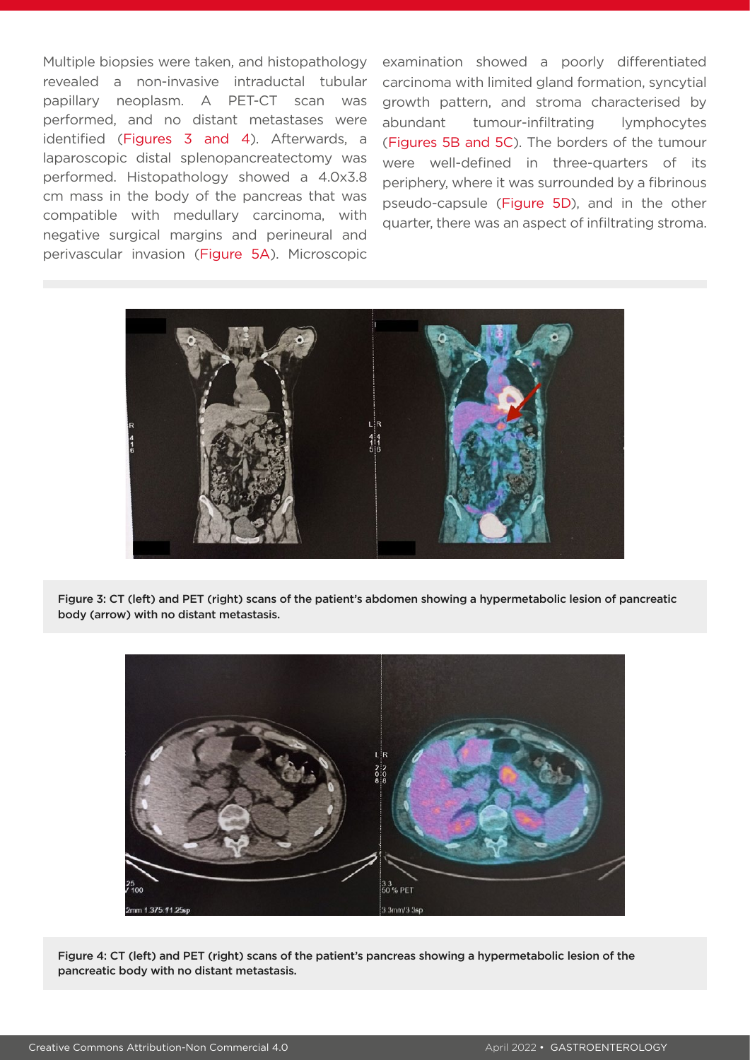Multiple biopsies were taken, and histopathology revealed a non-invasive intraductal tubular papillary neoplasm. A PET-CT scan was performed, and no distant metastases were identified (Figures 3 and 4). Afterwards, a laparoscopic distal splenopancreatectomy was performed. Histopathology showed a 4.0x3.8 cm mass in the body of the pancreas that was compatible with medullary carcinoma, with negative surgical margins and perineural and perivascular invasion (Figure 5A). Microscopic examination showed a poorly differentiated carcinoma with limited gland formation, syncytial growth pattern, and stroma characterised by abundant tumour-infiltrating lymphocytes (Figures 5B and 5C). The borders of the tumour were well-defined in three-quarters of its periphery, where it was surrounded by a fibrinous pseudo-capsule (Figure 5D), and in the other quarter, there was an aspect of infiltrating stroma.

**Figure 3: CT (left) and PET (right) scans of the patient's abdomen showing a hypermetabolic lesion of pancreatic body (arrow) with no distant metastasis.**

**Figure 4: CT (left) and PET (right) scans of the patient's pancreas showing a hypermetabolic lesion of the pancreatic body with no distant metastasis.**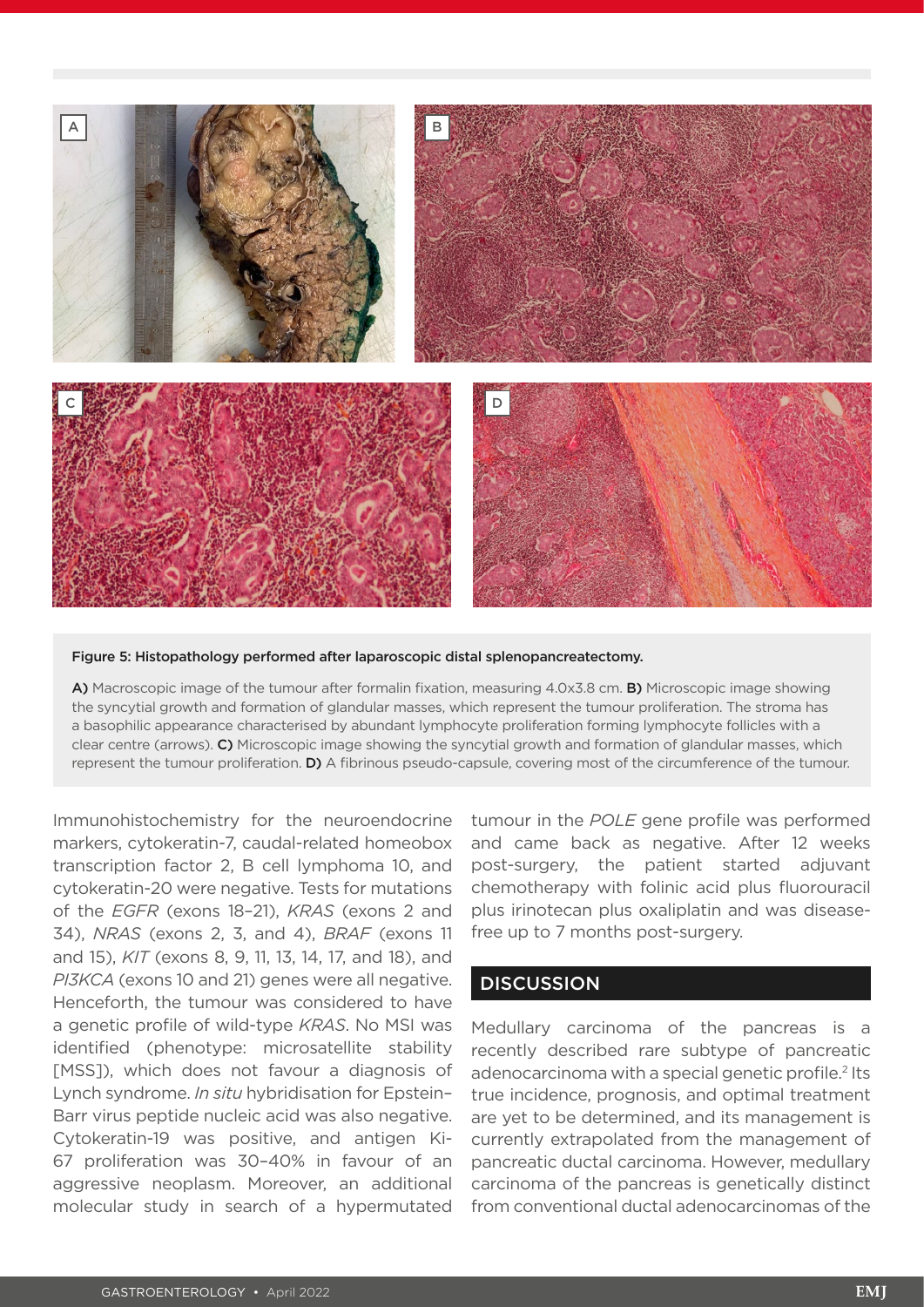Figure 5: Histopathology performed after laparoscopic distal splenopancreatectomy.

**A)** Macroscopic image of the tumour after formalin fixation, measuring 4.0x3.8 cm. **B)** Microscopic image showing the syncytial growth and formation of glandular masses, which represent the tumour proliferation. The stroma has a basophilic appearance characterised by abundant lymphocyte proliferation forming lymphocyte follicles with a clear centre (arrows). **C)** Microscopic image showing the syncytial growth and formation of glandular masses, which represent the tumour proliferation. **D)** A fibrinous pseudo-capsule, covering most of the circumference of the tumour.

Immunohistochemistry for the neuroendocrine markers, cytokeratin-7, caudal-related homeobox transcription factor 2, B cell lymphoma 10, and cytokeratin-20 were negative. Tests for mutations of the *EGFR* (exons 18–21), *KRAS* (exons 2 and 34), *NRAS* (exons 2, 3, and 4), *BRAF* (exons 11 and 15), *KIT* (exons 8, 9, 11, 13, 14, 17, and 18), and *PI3KCA* (exons 10 and 21) genes were all negative. Henceforth, the tumour was considered to have a genetic profile of wild-type *KRAS*. No MSI was identified (phenotype: microsatellite stability [MSS]), which does not favour a diagnosis of Lynch syndrome. *In situ* hybridisation for Epstein–Barr virus peptide nucleic acid was also negative. Cytokeratin-19 was positive, and antigen Ki-67 proliferation was 30–40% in favour of an aggressive neoplasm. Moreover, an additional molecular study in search of a hypermutated tumour in the *POLE* gene profile was performed and came back as negative. After 12 weeks post-surgery, the patient started adjuvant chemotherapy with folinic acid plus fluorouracil plus irinotecan plus oxaliplatin and was disease-free up to 7 months post-surgery.

## DISCUSSION

Medullary carcinoma of the pancreas is a recently described rare subtype of pancreatic adenocarcinoma with a special genetic profile.[2] Its true incidence, prognosis, and optimal treatment are yet to be determined, and its management is currently extrapolated from the management of pancreatic ductal carcinoma. However, medullary carcinoma of the pancreas is genetically distinct from conventional ductal adenocarcinomas of the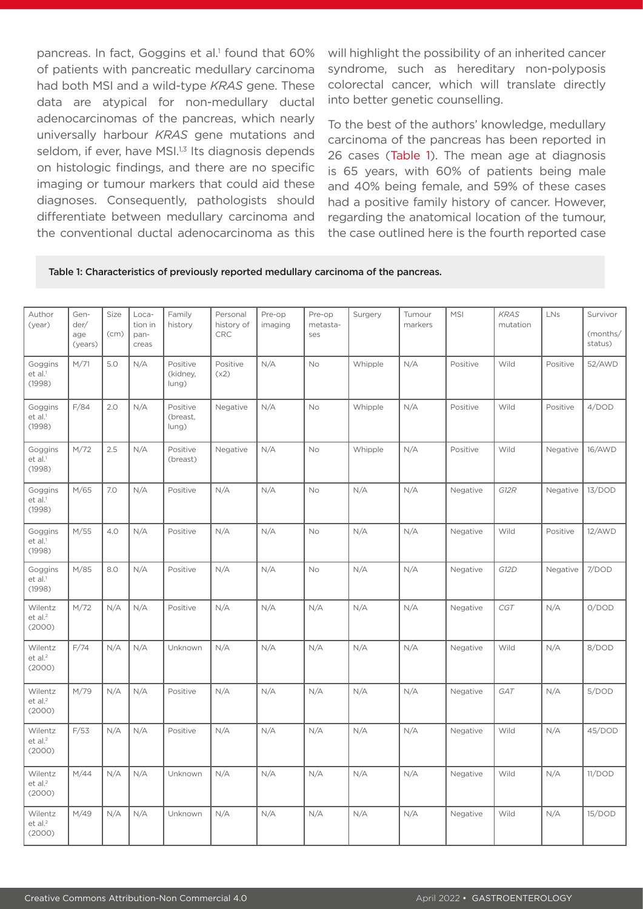pancreas. In fact, Goggins et al.[1] found that 60% of patients with pancreatic medullary carcinoma had both MSI and a wild-type *KRAS* gene. These data are atypical for non-medullary ductal adenocarcinomas of the pancreas, which nearly universally harbour *KRAS* gene mutations and seldom, if ever, have MSI.[1,3] Its diagnosis depends on histologic findings, and there are no specific imaging or tumour markers that could aid these diagnoses. Consequently, pathologists should differentiate between medullary carcinoma and the conventional ductal adenocarcinoma as this will highlight the possibility of an inherited cancer syndrome, such as hereditary non-polyposis colorectal cancer, which will translate directly into better genetic counselling.

To the best of the authors' knowledge, medullary carcinoma of the pancreas has been reported in 26 cases (Table 1). The mean age at diagnosis is 65 years, with 60% of patients being male and 40% being female, and 59% of these cases had a positive family history of cancer. However, regarding the anatomical location of the tumour, the case outlined here is the fourth reported case

**Table 1: Characteristics of previously reported medullary carcinoma of the pancreas.**

| Author (year) | Gender/ age (years) | Size (cm) | Location in pancreas | Family history | Personal history of CRC | Pre-op imaging | Pre-op metastases | Surgery | Tumour markers | MSI | *KRAS* mutation | LNs | Survivor (months/ status) |
|---|---|---|---|---|---|---|---|---|---|---|---|---|---|
| Goggins et al.[1] (1998) | M/71 | 5.0 | N/A | Positive (kidney, lung) | Positive (x2) | N/A | No | Whipple | N/A | Positive | Wild | Positive | 52/AWD |
| Goggins et al.[1] (1998) | F/84 | 2.0 | N/A | Positive (breast, lung) | Negative | N/A | No | Whipple | N/A | Positive | Wild | Positive | 4/DOD |
| Goggins et al.[1] (1998) | M/72 | 2.5 | N/A | Positive (breast) | Negative | N/A | No | Whipple | N/A | Positive | Wild | Negative | 16/AWD |
| Goggins et al.[1] (1998) | M/65 | 7.0 | N/A | Positive | N/A | N/A | No | N/A | N/A | Negative | *G12R* | Negative | 13/DOD |
| Goggins et al.[1] (1998) | M/55 | 4.0 | N/A | Positive | N/A | N/A | No | N/A | N/A | Negative | Wild | Positive | 12/AWD |
| Goggins et al.[1] (1998) | M/85 | 8.0 | N/A | Positive | N/A | N/A | No | N/A | N/A | Negative | *G12D* | Negative | 7/DOD |
| Wilentz et al.[2] (2000) | M/72 | N/A | N/A | Positive | N/A | N/A | N/A | N/A | N/A | Negative | *CGT* | N/A | 0/DOD |
| Wilentz et al.[2] (2000) | F/74 | N/A | N/A | Unknown | N/A | N/A | N/A | N/A | N/A | Negative | Wild | N/A | 8/DOD |
| Wilentz et al.[2] (2000) | M/79 | N/A | N/A | Positive | N/A | N/A | N/A | N/A | N/A | Negative | *GAT* | N/A | 5/DOD |
| Wilentz et al.[2] (2000) | F/53 | N/A | N/A | Positive | N/A | N/A | N/A | N/A | N/A | Negative | Wild | N/A | 45/DOD |
| Wilentz et al.[2] (2000) | M/44 | N/A | N/A | Unknown | N/A | N/A | N/A | N/A | N/A | Negative | Wild | N/A | 11/DOD |
| Wilentz et al.[2] (2000) | M/49 | N/A | N/A | Unknown | N/A | N/A | N/A | N/A | N/A | Negative | Wild | N/A | 15/DOD |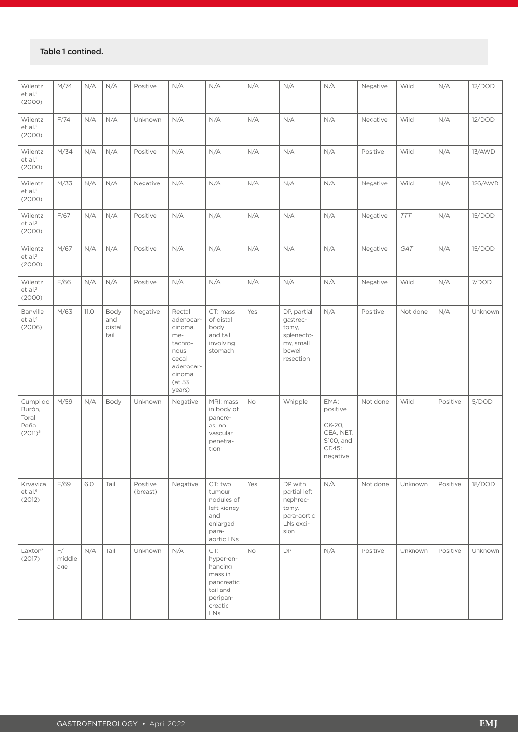Table 1 contined.

| | | | | | | | | | | | | | |
|---|---|---|---|---|---|---|---|---|---|---|---|---|---|
| Wilentz et al.[2] (2000) | M/74 | N/A | N/A | Positive | N/A | N/A | N/A | N/A | N/A | Negative | Wild | N/A | 12/DOD |
| Wilentz et al.[2] (2000) | F/74 | N/A | N/A | Unknown | N/A | N/A | N/A | N/A | N/A | Negative | Wild | N/A | 12/DOD |
| Wilentz et al.[2] (2000) | M/34 | N/A | N/A | Positive | N/A | N/A | N/A | N/A | N/A | Positive | Wild | N/A | 13/AWD |
| Wilentz et al.[2] (2000) | M/33 | N/A | N/A | Negative | N/A | N/A | N/A | N/A | N/A | Negative | Wild | N/A | 126/AWD |
| Wilentz et al.[2] (2000) | F/67 | N/A | N/A | Positive | N/A | N/A | N/A | N/A | N/A | Negative | *TTT* | N/A | 15/DOD |
| Wilentz et al.[2] (2000) | M/67 | N/A | N/A | Positive | N/A | N/A | N/A | N/A | N/A | Negative | *GAT* | N/A | 15/DOD |
| Wilentz et al.[2] (2000) | F/66 | N/A | N/A | Positive | N/A | N/A | N/A | N/A | N/A | Negative | Wild | N/A | 7/DOD |
| Banville et al.[4] (2006) | M/63 | 11.0 | Body and distal tail | Negative | Rectal adenocarcinoma, metachronous cecal adenocarcinoma (at 53 years) | CT: mass of distal body and tail involving stomach | Yes | DP, partial gastrectomy, splenectomy, small bowel resection | N/A | Positive | Not done | N/A | Unknown |
| Cumplido Burón, Toral Peña (2011)[5] | M/59 | N/A | Body | Unknown | Negative | MRI: mass in body of pancreas, no vascular penetration | No | Whipple | EMA: positive<br>CK-20, CEA, NET, S100, and CD45: negative | Not done | Wild | Positive | 5/DOD |
| Krvavica et al.[6] (2012) | F/69 | 6.0 | Tail | Positive (breast) | Negative | CT: two tumour nodules of left kidney and enlarged para-aortic LNs | Yes | DP with partial left nephrectomy, para-aortic LNs excision | N/A | Not done | Unknown | Positive | 18/DOD |
| Laxton[7] (2017) | F/ middle age | N/A | Tail | Unknown | N/A | CT: hyper-enhancing mass in pancreatic tail and peripancreatic LNs | No | DP | N/A | Positive | Unknown | Positive | Unknown |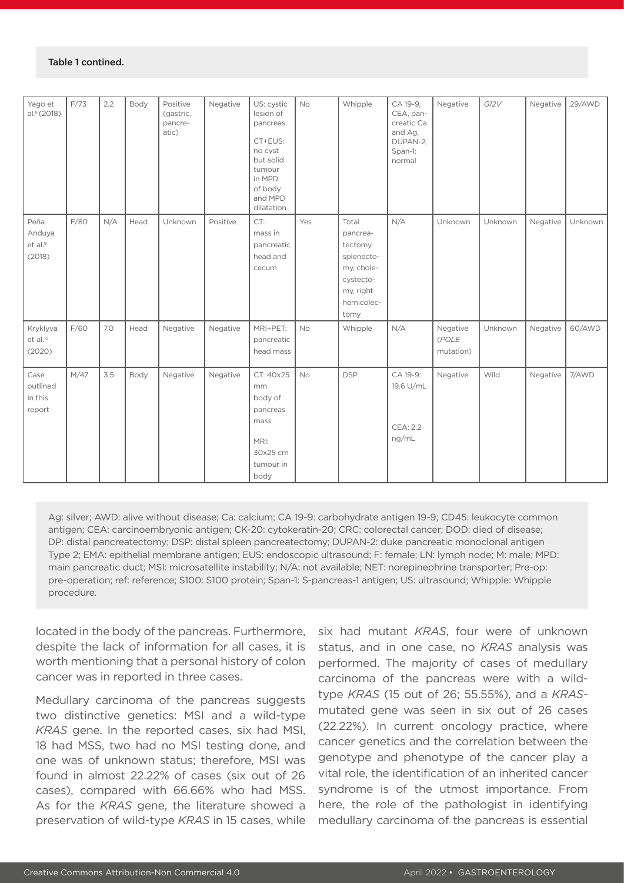Table 1 contined.

| | | | | | | | | | | | | | |
|---|---|---|---|---|---|---|---|---|---|---|---|---|---|
| Yago et al.[8] (2018) | F/73 | 2.2 | Body | Positive (gastric, pancreatic) | Negative | US: cystic lesion of pancreas<br>CT+EUS: no cyst but solid tumour in MPD of body and MPD dilatation | No | Whipple | CA 19-9, CEA, pancreatic Ca and Ag, DUPAN-2, Span-1: normal | Negative | *G12V* | Negative | 29/AWD |
| Peña Anduya et al.[9] (2018) | F/80 | N/A | Head | Unknown | Positive | CT: mass in pancreatic head and cecum | Yes | Total pancreatectomy, splenectomy, cholecystectomy, right hemicolectomy | N/A | Unknown | Unknown | Negative | Unknown |
| Kryklyva et al.[10] (2020) | F/60 | 7.0 | Head | Negative | Negative | MRI+PET: pancreatic head mass | No | Whipple | N/A | Negative (*POLE* mutation) | Unknown | Negative | 60/AWD |
| Case outlined in this report | M/47 | 3.5 | Body | Negative | Negative | CT: 40x25 mm body of pancreas mass<br>MRI: 30x25 cm tumour in body | No | DSP | CA 19-9: 19.6 U/mL<br>CEA: 2.2 ng/mL | Negative | Wild | Negative | 7/AWD |

Ag: silver; AWD: alive without disease; Ca: calcium; CA 19-9: carbohydrate antigen 19-9; CD45: leukocyte common antigen; CEA: carcinoembryonic antigen; CK-20: cytokeratin-20; CRC: colorectal cancer; DOD: died of disease; DP: distal pancreatectomy; DSP: distal spleen pancreatectomy; DUPAN-2: duke pancreatic monoclonal antigen Type 2; EMA: epithelial membrane antigen; EUS: endoscopic ultrasound; F: female; LN: lymph node; M: male; MPD: main pancreatic duct; MSI: microsatellite instability; N/A: not available; NET: norepinephrine transporter; Pre-op: pre-operation; ref: reference; S100: S100 protein; Span-1: S-pancreas-1 antigen; US: ultrasound; Whipple: Whipple procedure.

located in the body of the pancreas. Furthermore, despite the lack of information for all cases, it is worth mentioning that a personal history of colon cancer was in reported in three cases.

Medullary carcinoma of the pancreas suggests two distinctive genetics: MSI and a wild-type *KRAS* gene. In the reported cases, six had MSI, 18 had MSS, two had no MSI testing done, and one was of unknown status; therefore, MSI was found in almost 22.22% of cases (six out of 26 cases), compared with 66.66% who had MSS. As for the *KRAS* gene, the literature showed a preservation of wild-type *KRAS* in 15 cases, while six had mutant *KRAS*, four were of unknown status, and in one case, no *KRAS* analysis was performed. The majority of cases of medullary carcinoma of the pancreas were with a wild-type *KRAS* (15 out of 26; 55.55%), and a *KRAS*-mutated gene was seen in six out of 26 cases (22.22%). In current oncology practice, where cancer genetics and the correlation between the genotype and phenotype of the cancer play a vital role, the identification of an inherited cancer syndrome is of the utmost importance. From here, the role of the pathologist in identifying medullary carcinoma of the pancreas is essential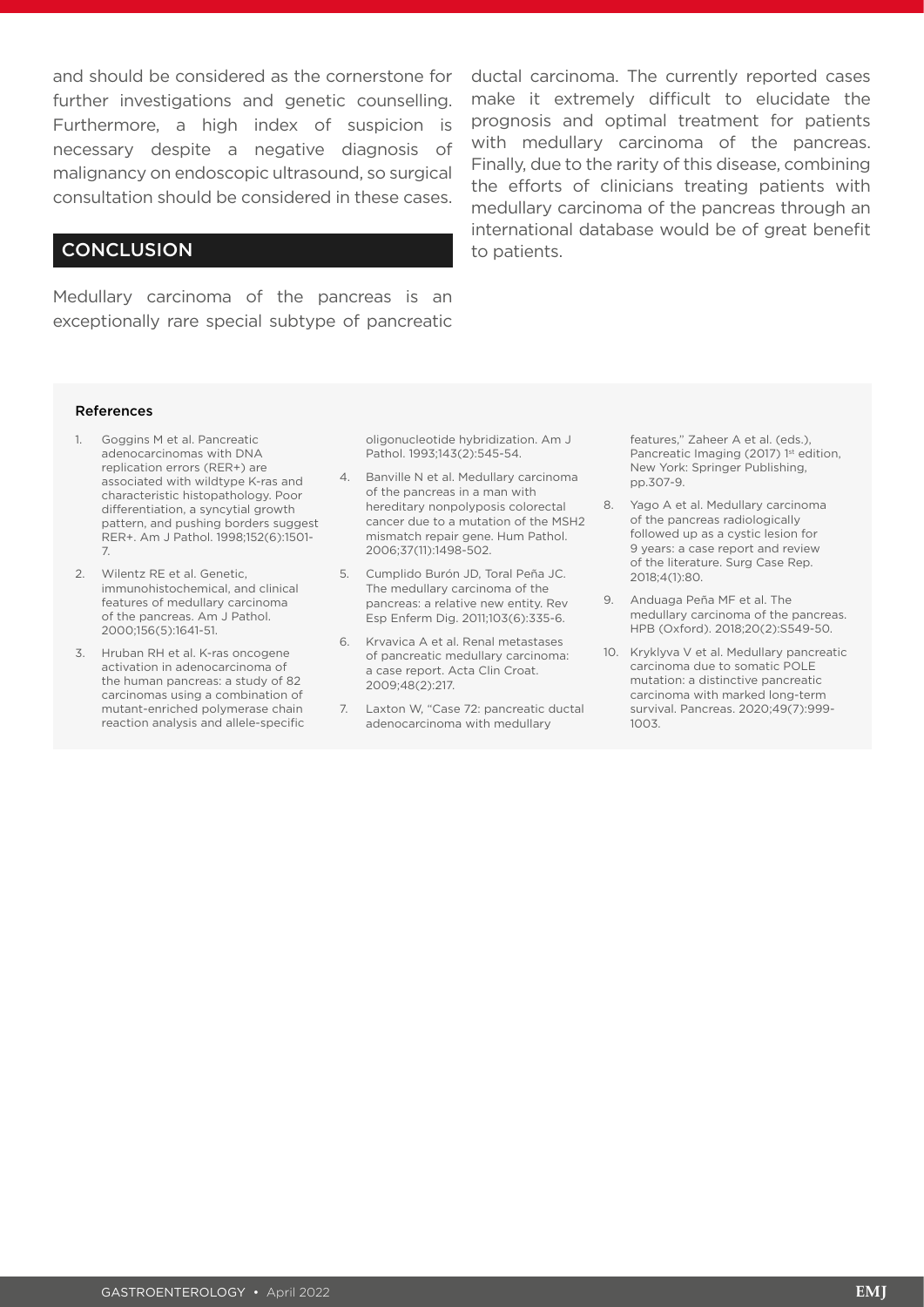and should be considered as the cornerstone for further investigations and genetic counselling. Furthermore, a high index of suspicion is necessary despite a negative diagnosis of malignancy on endoscopic ultrasound, so surgical consultation should be considered in these cases.

## CONCLUSION

Medullary carcinoma of the pancreas is an exceptionally rare special subtype of pancreatic ductal carcinoma. The currently reported cases make it extremely difficult to elucidate the prognosis and optimal treatment for patients with medullary carcinoma of the pancreas. Finally, due to the rarity of this disease, combining the efforts of clinicians treating patients with medullary carcinoma of the pancreas through an international database would be of great benefit to patients.

### References

1. Goggins M et al. Pancreatic adenocarcinomas with DNA replication errors (RER+) are associated with wildtype K-ras and characteristic histopathology. Poor differentiation, a syncytial growth pattern, and pushing borders suggest RER+. Am J Pathol. 1998;152(6):1501-7.
2. Wilentz RE et al. Genetic, immunohistochemical, and clinical features of medullary carcinoma of the pancreas. Am J Pathol. 2000;156(5):1641-51.
3. Hruban RH et al. K-ras oncogene activation in adenocarcinoma of the human pancreas: a study of 82 carcinomas using a combination of mutant-enriched polymerase chain reaction analysis and allele-specific oligonucleotide hybridization. Am J Pathol. 1993;143(2):545-54.
4. Banville N et al. Medullary carcinoma of the pancreas in a man with hereditary nonpolyposis colorectal cancer due to a mutation of the MSH2 mismatch repair gene. Hum Pathol. 2006;37(11):1498-502.
5. Cumplido Burón JD, Toral Peña JC. The medullary carcinoma of the pancreas: a relative new entity. Rev Esp Enferm Dig. 2011;103(6):335-6.
6. Krvavica A et al. Renal metastases of pancreatic medullary carcinoma: a case report. Acta Clin Croat. 2009;48(2):217.
7. Laxton W, "Case 72: pancreatic ductal adenocarcinoma with medullary features," Zaheer A et al. (eds.), Pancreatic Imaging (2017) 1st edition, New York: Springer Publishing, pp.307-9.
8. Yago A et al. Medullary carcinoma of the pancreas radiologically followed up as a cystic lesion for 9 years: a case report and review of the literature. Surg Case Rep. 2018;4(1):80.
9. Anduaga Peña MF et al. The medullary carcinoma of the pancreas. HPB (Oxford). 2018;20(2):S549-50.
10. Kryklyva V et al. Medullary pancreatic carcinoma due to somatic POLE mutation: a distinctive pancreatic carcinoma with marked long-term survival. Pancreas. 2020;49(7):999-1003.